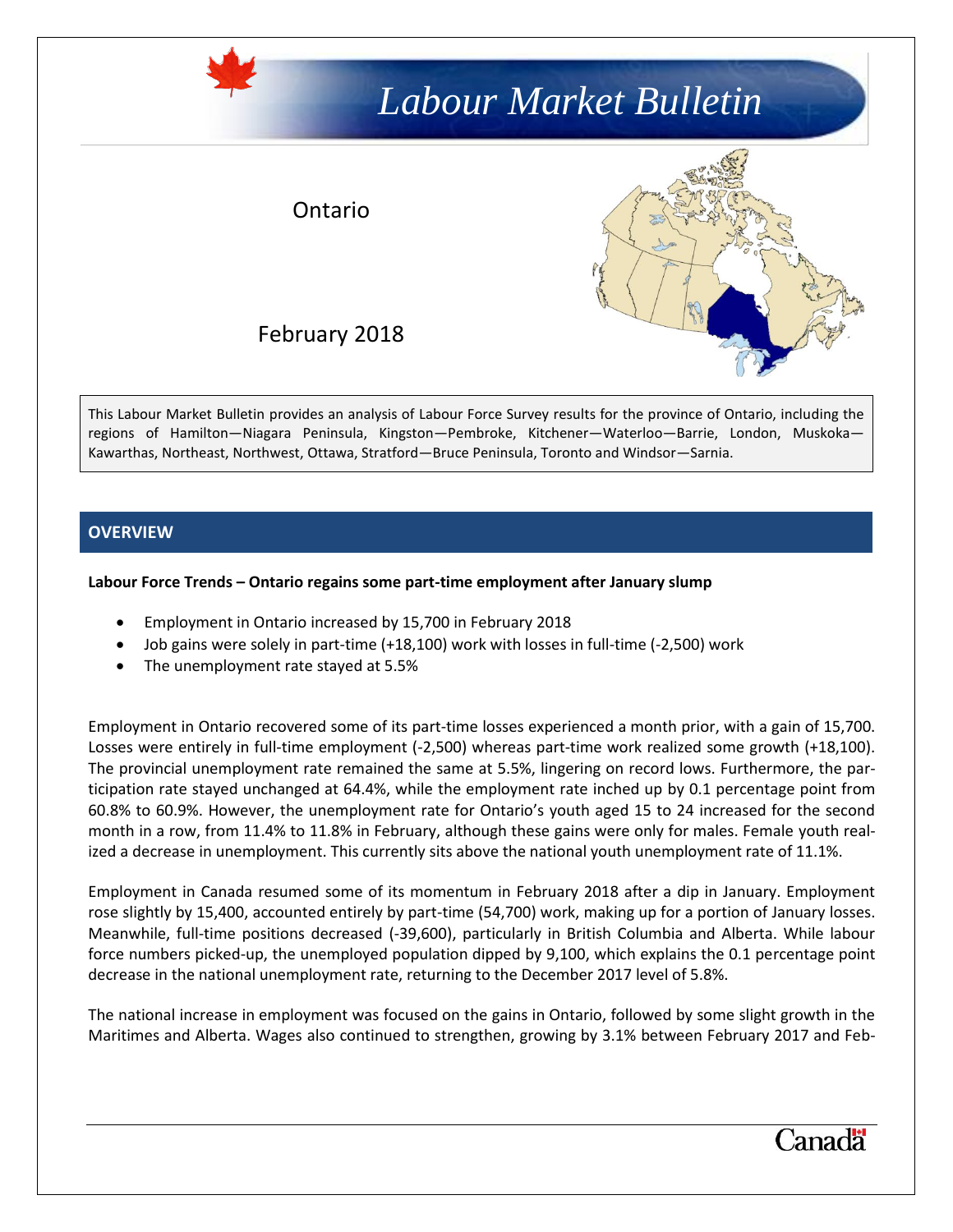# Labour Market Bulletin

Ontario

February 2018

This Labour Market Bulletin provides an analysis of Labour Force Survey results for the province of Ontario, including the regions of Hamilton—Niagara Peninsula, Kingston—Pembroke, Kitchener—Waterloo—Barrie, London, Muskoka—Kawarthas, Northeast, Northwest, Ottawa, Stratford—Bruce Peninsula, Toronto and Windsor—Sarnia.

## OVERVIEW

**Labour Force Trends – Ontario regains some part-time employment after January slump**

- Employment in Ontario increased by 15,700 in February 2018
- Job gains were solely in part-time (+18,100) work with losses in full-time (-2,500) work
- The unemployment rate stayed at 5.5%

Employment in Ontario recovered some of its part-time losses experienced a month prior, with a gain of 15,700. Losses were entirely in full-time employment (-2,500) whereas part-time work realized some growth (+18,100). The provincial unemployment rate remained the same at 5.5%, lingering on record lows. Furthermore, the participation rate stayed unchanged at 64.4%, while the employment rate inched up by 0.1 percentage point from 60.8% to 60.9%. However, the unemployment rate for Ontario's youth aged 15 to 24 increased for the second month in a row, from 11.4% to 11.8% in February, although these gains were only for males. Female youth realized a decrease in unemployment. This currently sits above the national youth unemployment rate of 11.1%.

Employment in Canada resumed some of its momentum in February 2018 after a dip in January. Employment rose slightly by 15,400, accounted entirely by part-time (54,700) work, making up for a portion of January losses. Meanwhile, full-time positions decreased (-39,600), particularly in British Columbia and Alberta. While labour force numbers picked-up, the unemployed population dipped by 9,100, which explains the 0.1 percentage point decrease in the national unemployment rate, returning to the December 2017 level of 5.8%.

The national increase in employment was focused on the gains in Ontario, followed by some slight growth in the Maritimes and Alberta. Wages also continued to strengthen, growing by 3.1% between February 2017 and Feb-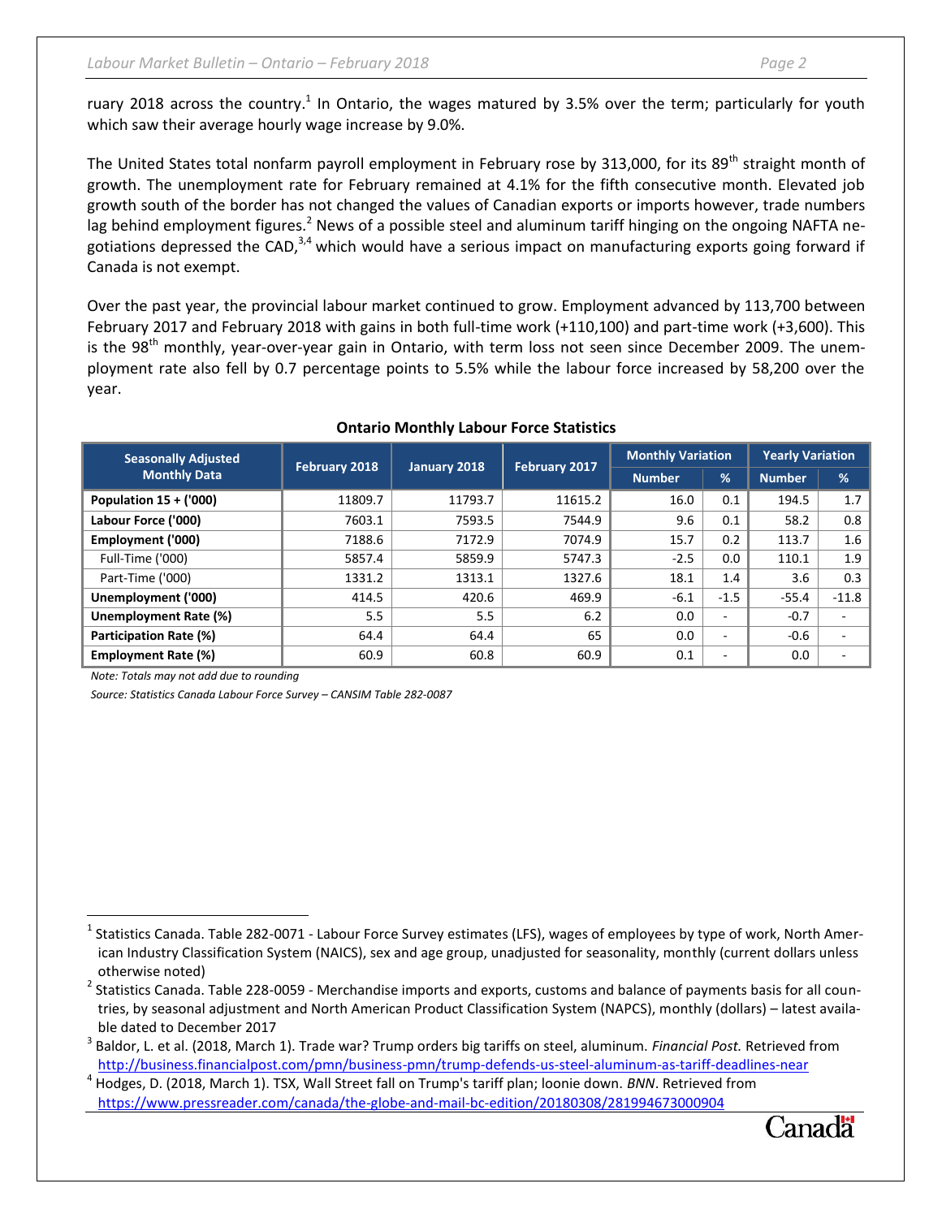ruary 2018 across the country.[1] In Ontario, the wages matured by 3.5% over the term; particularly for youth which saw their average hourly wage increase by 9.0%.

The United States total nonfarm payroll employment in February rose by 313,000, for its 89th straight month of growth. The unemployment rate for February remained at 4.1% for the fifth consecutive month. Elevated job growth south of the border has not changed the values of Canadian exports or imports however, trade numbers lag behind employment figures.[2] News of a possible steel and aluminum tariff hinging on the ongoing NAFTA negotiations depressed the CAD,[3,4] which would have a serious impact on manufacturing exports going forward if Canada is not exempt.

Over the past year, the provincial labour market continued to grow. Employment advanced by 113,700 between February 2017 and February 2018 with gains in both full-time work (+110,100) and part-time work (+3,600). This is the 98th monthly, year-over-year gain in Ontario, with term loss not seen since December 2009. The unemployment rate also fell by 0.7 percentage points to 5.5% while the labour force increased by 58,200 over the year.

**Ontario Monthly Labour Force Statistics**

| Seasonally Adjusted Monthly Data | February 2018 | January 2018 | February 2017 | Monthly Variation | | Yearly Variation | |
|---|---|---|---|---|---|---|---|
| | | | | Number | % | Number | % |
| **Population 15 + ('000)** | 11809.7 | 11793.7 | 11615.2 | 16.0 | 0.1 | 194.5 | 1.7 |
| **Labour Force ('000)** | 7603.1 | 7593.5 | 7544.9 | 9.6 | 0.1 | 58.2 | 0.8 |
| **Employment ('000)** | 7188.6 | 7172.9 | 7074.9 | 15.7 | 0.2 | 113.7 | 1.6 |
| Full-Time ('000) | 5857.4 | 5859.9 | 5747.3 | -2.5 | 0.0 | 110.1 | 1.9 |
| Part-Time ('000) | 1331.2 | 1313.1 | 1327.6 | 18.1 | 1.4 | 3.6 | 0.3 |
| **Unemployment ('000)** | 414.5 | 420.6 | 469.9 | -6.1 | -1.5 | -55.4 | -11.8 |
| **Unemployment Rate (%)** | 5.5 | 5.5 | 6.2 | 0.0 | - | -0.7 | - |
| **Participation Rate (%)** | 64.4 | 64.4 | 65 | 0.0 | - | -0.6 | - |
| **Employment Rate (%)** | 60.9 | 60.8 | 60.9 | 0.1 | - | 0.0 | - |

*Note: Totals may not add due to rounding*

*Source: Statistics Canada Labour Force Survey – CANSIM Table 282-0087*

[1] Statistics Canada. Table 282-0071 - Labour Force Survey estimates (LFS), wages of employees by type of work, North American Industry Classification System (NAICS), sex and age group, unadjusted for seasonality, monthly (current dollars unless otherwise noted)

[2] Statistics Canada. Table 228-0059 - Merchandise imports and exports, customs and balance of payments basis for all countries, by seasonal adjustment and North American Product Classification System (NAPCS), monthly (dollars) – latest available dated to December 2017

[3] Baldor, L. et al. (2018, March 1). Trade war? Trump orders big tariffs on steel, aluminum. *Financial Post.* Retrieved from http://business.financialpost.com/pmn/business-pmn/trump-defends-us-steel-aluminum-as-tariff-deadlines-near

[4] Hodges, D. (2018, March 1). TSX, Wall Street fall on Trump's tariff plan; loonie down. *BNN*. Retrieved from https://www.pressreader.com/canada/the-globe-and-mail-bc-edition/20180308/281994673000904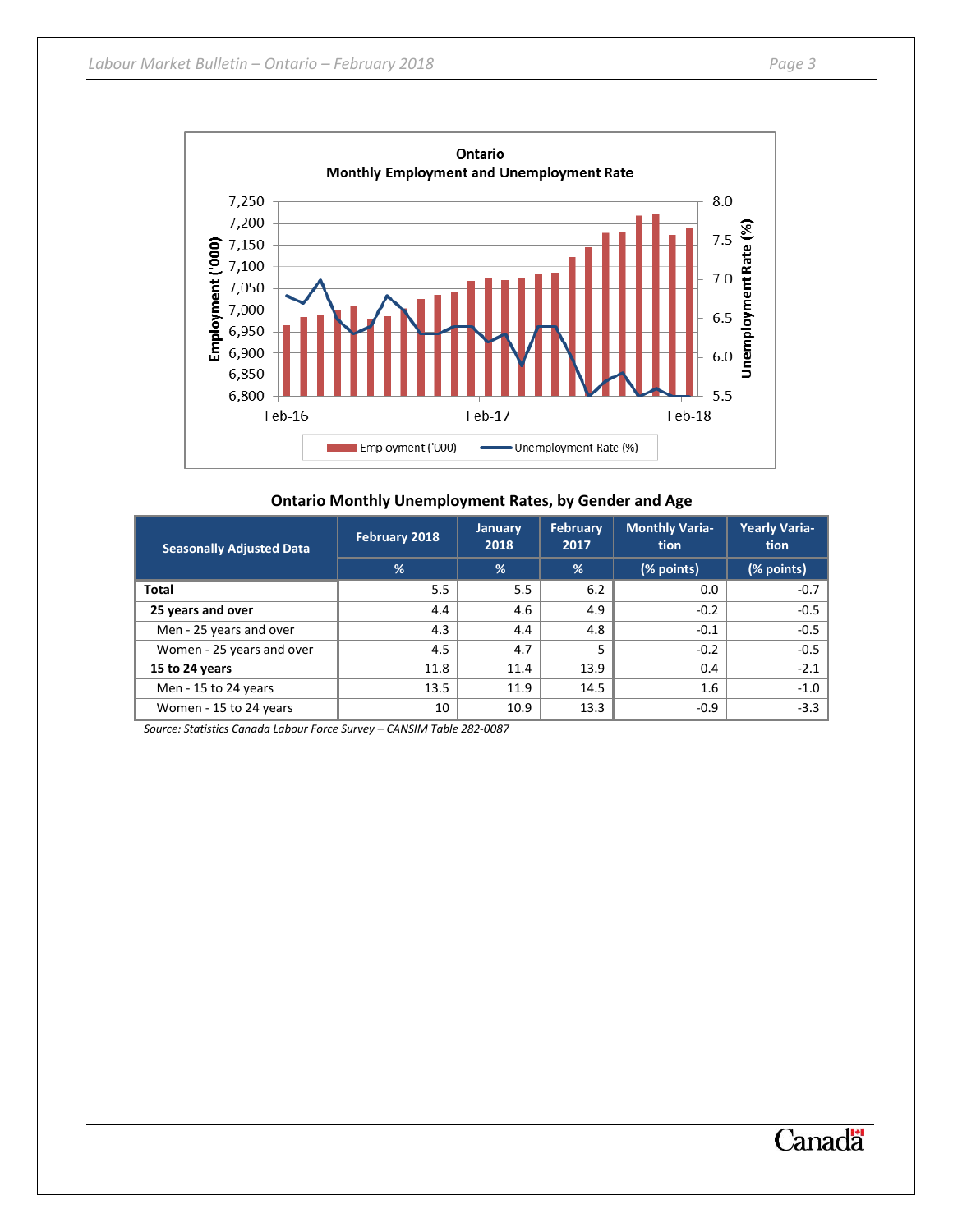Ontario
Monthly Employment and Unemployment Rate

## Ontario Monthly Unemployment Rates, by Gender and Age

| Seasonally Adjusted Data | February 2018 | January 2018 | February 2017 | Monthly Variation | Yearly Variation |
|---|---|---|---|---|---|
| | % | % | % | (% points) | (% points) |
| **Total** | 5.5 | 5.5 | 6.2 | 0.0 | -0.7 |
| **25 years and over** | 4.4 | 4.6 | 4.9 | -0.2 | -0.5 |
| Men - 25 years and over | 4.3 | 4.4 | 4.8 | -0.1 | -0.5 |
| Women - 25 years and over | 4.5 | 4.7 | 5 | -0.2 | -0.5 |
| **15 to 24 years** | 11.8 | 11.4 | 13.9 | 0.4 | -2.1 |
| Men - 15 to 24 years | 13.5 | 11.9 | 14.5 | 1.6 | -1.0 |
| Women - 15 to 24 years | 10 | 10.9 | 13.3 | -0.9 | -3.3 |

*Source: Statistics Canada Labour Force Survey – CANSIM Table 282-0087*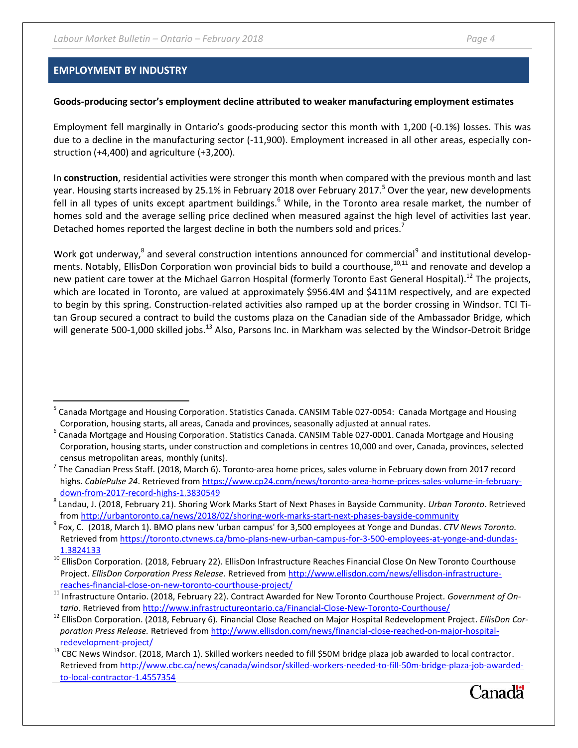## EMPLOYMENT BY INDUSTRY

**Goods-producing sector's employment decline attributed to weaker manufacturing employment estimates**

Employment fell marginally in Ontario's goods-producing sector this month with 1,200 (-0.1%) losses. This was due to a decline in the manufacturing sector (-11,900). Employment increased in all other areas, especially construction (+4,400) and agriculture (+3,200).

In **construction**, residential activities were stronger this month when compared with the previous month and last year. Housing starts increased by 25.1% in February 2018 over February 2017.[5] Over the year, new developments fell in all types of units except apartment buildings.[6] While, in the Toronto area resale market, the number of homes sold and the average selling price declined when measured against the high level of activities last year. Detached homes reported the largest decline in both the numbers sold and prices.[7]

Work got underway,[8] and several construction intentions announced for commercial[9] and institutional developments. Notably, EllisDon Corporation won provincial bids to build a courthouse,[10,11] and renovate and develop a new patient care tower at the Michael Garron Hospital (formerly Toronto East General Hospital).[12] The projects, which are located in Toronto, are valued at approximately $956.4M and $411M respectively, and are expected to begin by this spring. Construction-related activities also ramped up at the border crossing in Windsor. TCI Titan Group secured a contract to build the customs plaza on the Canadian side of the Ambassador Bridge, which will generate 500-1,000 skilled jobs.[13] Also, Parsons Inc. in Markham was selected by the Windsor-Detroit Bridge

---

[5] Canada Mortgage and Housing Corporation. Statistics Canada. CANSIM Table 027-0054: Canada Mortgage and Housing Corporation, housing starts, all areas, Canada and provinces, seasonally adjusted at annual rates.

[6] Canada Mortgage and Housing Corporation. Statistics Canada. CANSIM Table 027-0001. Canada Mortgage and Housing Corporation, housing starts, under construction and completions in centres 10,000 and over, Canada, provinces, selected census metropolitan areas, monthly (units).

[7] The Canadian Press Staff. (2018, March 6). Toronto-area home prices, sales volume in February down from 2017 record highs. *CablePulse 24*. Retrieved from https://www.cp24.com/news/toronto-area-home-prices-sales-volume-in-february-down-from-2017-record-highs-1.3830549

[8] Landau, J. (2018, February 21). Shoring Work Marks Start of Next Phases in Bayside Community. *Urban Toronto*. Retrieved from http://urbantoronto.ca/news/2018/02/shoring-work-marks-start-next-phases-bayside-community

[9] Fox, C. (2018, March 1). BMO plans new 'urban campus' for 3,500 employees at Yonge and Dundas. *CTV News Toronto.* Retrieved from https://toronto.ctvnews.ca/bmo-plans-new-urban-campus-for-3-500-employees-at-yonge-and-dundas-1.3824133

[10] EllisDon Corporation. (2018, February 22). EllisDon Infrastructure Reaches Financial Close On New Toronto Courthouse Project. *EllisDon Corporation Press Release*. Retrieved from http://www.ellisdon.com/news/ellisdon-infrastructure-reaches-financial-close-on-new-toronto-courthouse-project/

[11] Infrastructure Ontario. (2018, February 22). Contract Awarded for New Toronto Courthouse Project. *Government of Ontario*. Retrieved from http://www.infrastructureontario.ca/Financial-Close-New-Toronto-Courthouse/

[12] EllisDon Corporation. (2018, February 6). Financial Close Reached on Major Hospital Redevelopment Project. *EllisDon Corporation Press Release.* Retrieved from http://www.ellisdon.com/news/financial-close-reached-on-major-hospital-redevelopment-project/

[13] CBC News Windsor. (2018, March 1). Skilled workers needed to fill $50M bridge plaza job awarded to local contractor. Retrieved from http://www.cbc.ca/news/canada/windsor/skilled-workers-needed-to-fill-50m-bridge-plaza-job-awarded-to-local-contractor-1.4557354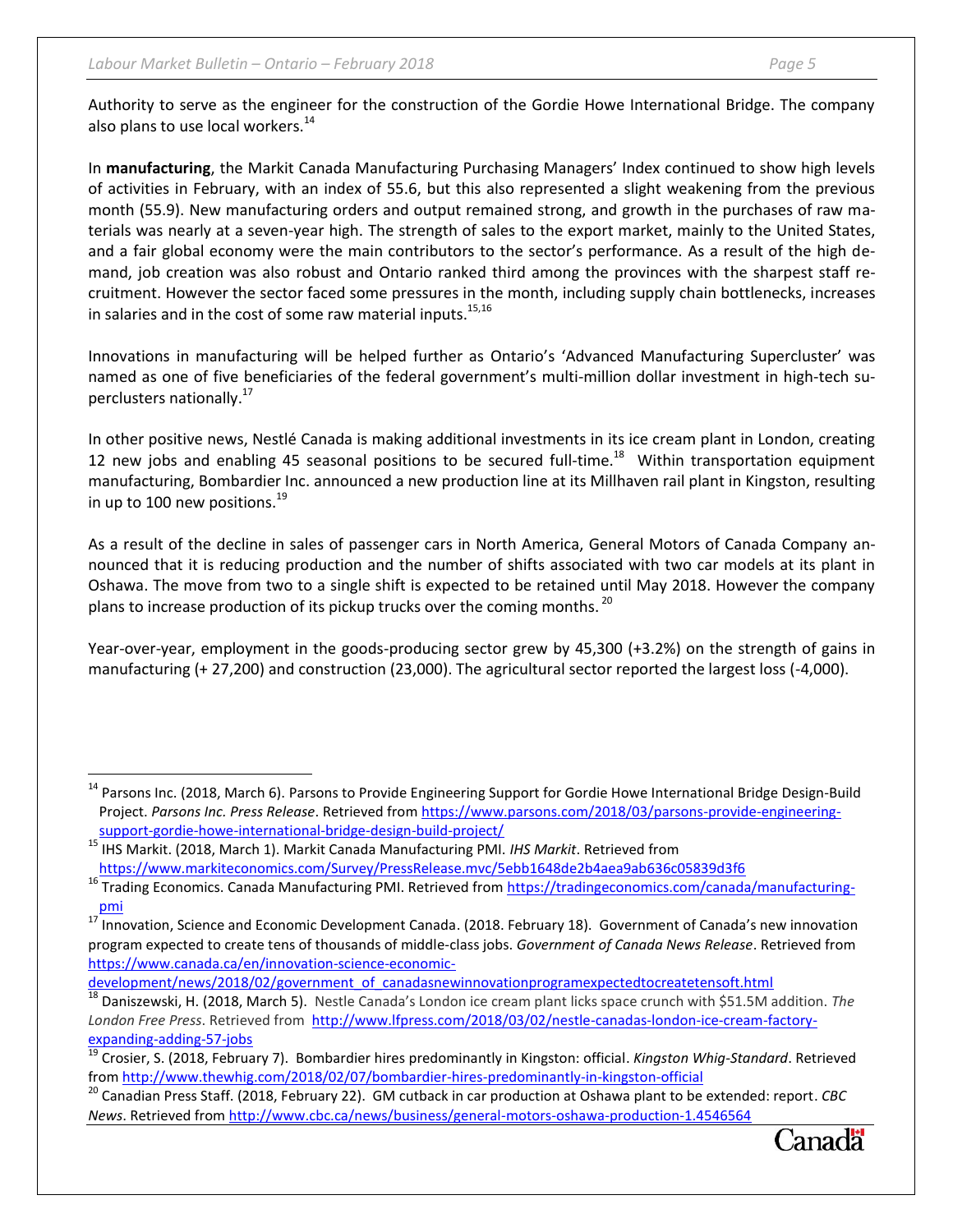Authority to serve as the engineer for the construction of the Gordie Howe International Bridge. The company also plans to use local workers.[14]

In **manufacturing**, the Markit Canada Manufacturing Purchasing Managers' Index continued to show high levels of activities in February, with an index of 55.6, but this also represented a slight weakening from the previous month (55.9). New manufacturing orders and output remained strong, and growth in the purchases of raw materials was nearly at a seven-year high. The strength of sales to the export market, mainly to the United States, and a fair global economy were the main contributors to the sector's performance. As a result of the high demand, job creation was also robust and Ontario ranked third among the provinces with the sharpest staff recruitment. However the sector faced some pressures in the month, including supply chain bottlenecks, increases in salaries and in the cost of some raw material inputs.[15,16]

Innovations in manufacturing will be helped further as Ontario's 'Advanced Manufacturing Supercluster' was named as one of five beneficiaries of the federal government's multi-million dollar investment in high-tech superclusters nationally.[17]

In other positive news, Nestlé Canada is making additional investments in its ice cream plant in London, creating 12 new jobs and enabling 45 seasonal positions to be secured full-time.[18] Within transportation equipment manufacturing, Bombardier Inc. announced a new production line at its Millhaven rail plant in Kingston, resulting in up to 100 new positions.[19]

As a result of the decline in sales of passenger cars in North America, General Motors of Canada Company announced that it is reducing production and the number of shifts associated with two car models at its plant in Oshawa. The move from two to a single shift is expected to be retained until May 2018. However the company plans to increase production of its pickup trucks over the coming months.[20]

Year-over-year, employment in the goods-producing sector grew by 45,300 (+3.2%) on the strength of gains in manufacturing (+ 27,200) and construction (23,000). The agricultural sector reported the largest loss (-4,000).

---

[14] Parsons Inc. (2018, March 6). Parsons to Provide Engineering Support for Gordie Howe International Bridge Design-Build Project. *Parsons Inc. Press Release*. Retrieved from https://www.parsons.com/2018/03/parsons-provide-engineering-support-gordie-howe-international-bridge-design-build-project/

[15] IHS Markit. (2018, March 1). Markit Canada Manufacturing PMI. *IHS Markit*. Retrieved from https://www.markiteconomics.com/Survey/PressRelease.mvc/5ebb1648de2b4aea9ab636c05839d3f6

[16] Trading Economics. Canada Manufacturing PMI. Retrieved from https://tradingeconomics.com/canada/manufacturing-pmi

[17] Innovation, Science and Economic Development Canada. (2018. February 18). Government of Canada's new innovation program expected to create tens of thousands of middle-class jobs. *Government of Canada News Release*. Retrieved from https://www.canada.ca/en/innovation-science-economic-development/news/2018/02/government_of_canadasnewinnovationprogramexpectedtocreatetensoft.html

[18] Daniszewski, H. (2018, March 5). Nestle Canada's London ice cream plant licks space crunch with $51.5M addition. *The London Free Press*. Retrieved from http://www.lfpress.com/2018/03/02/nestle-canadas-london-ice-cream-factory-expanding-adding-57-jobs

[19] Crosier, S. (2018, February 7). Bombardier hires predominantly in Kingston: official. *Kingston Whig-Standard*. Retrieved from http://www.thewhig.com/2018/02/07/bombardier-hires-predominantly-in-kingston-official

[20] Canadian Press Staff. (2018, February 22). GM cutback in car production at Oshawa plant to be extended: report. *CBC News*. Retrieved from http://www.cbc.ca/news/business/general-motors-oshawa-production-1.4546564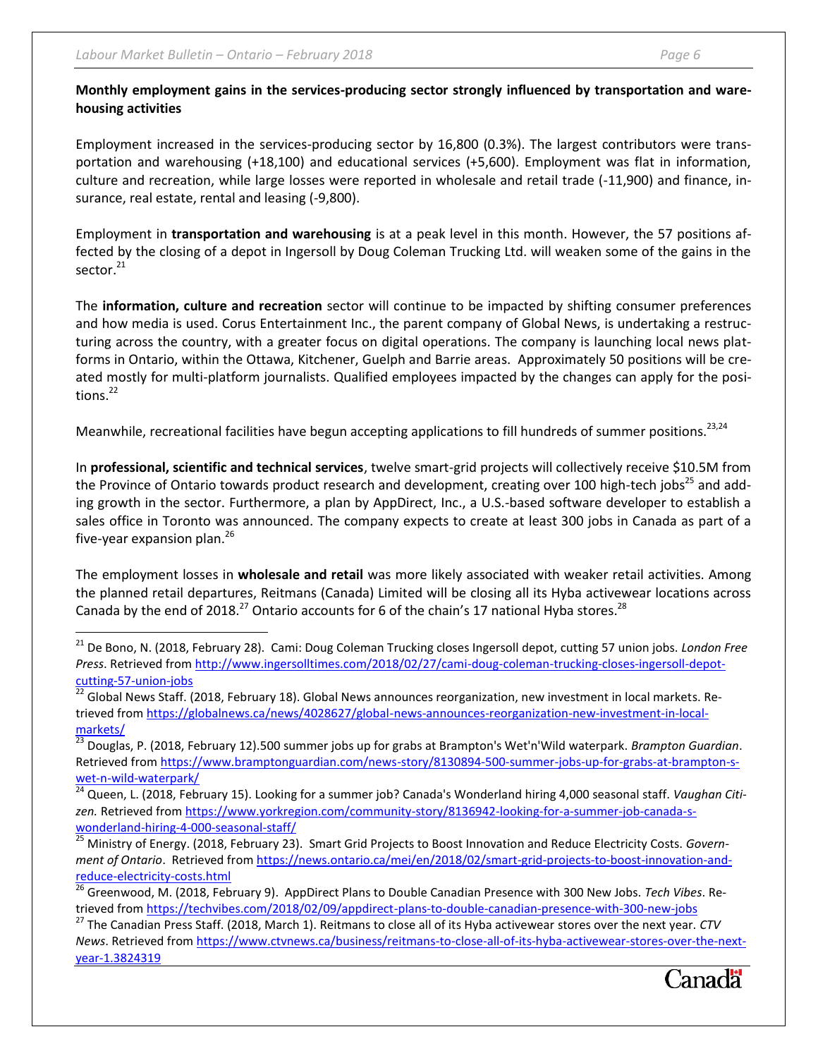**Monthly employment gains in the services-producing sector strongly influenced by transportation and warehousing activities**

Employment increased in the services-producing sector by 16,800 (0.3%). The largest contributors were transportation and warehousing (+18,100) and educational services (+5,600). Employment was flat in information, culture and recreation, while large losses were reported in wholesale and retail trade (-11,900) and finance, insurance, real estate, rental and leasing (-9,800).

Employment in **transportation and warehousing** is at a peak level in this month. However, the 57 positions affected by the closing of a depot in Ingersoll by Doug Coleman Trucking Ltd. will weaken some of the gains in the sector.[21]

The **information, culture and recreation** sector will continue to be impacted by shifting consumer preferences and how media is used. Corus Entertainment Inc., the parent company of Global News, is undertaking a restructuring across the country, with a greater focus on digital operations. The company is launching local news platforms in Ontario, within the Ottawa, Kitchener, Guelph and Barrie areas. Approximately 50 positions will be created mostly for multi-platform journalists. Qualified employees impacted by the changes can apply for the positions.[22]

Meanwhile, recreational facilities have begun accepting applications to fill hundreds of summer positions.[23,24]

In **professional, scientific and technical services**, twelve smart-grid projects will collectively receive $10.5M from the Province of Ontario towards product research and development, creating over 100 high-tech jobs[25] and adding growth in the sector. Furthermore, a plan by AppDirect, Inc., a U.S.-based software developer to establish a sales office in Toronto was announced. The company expects to create at least 300 jobs in Canada as part of a five-year expansion plan.[26]

The employment losses in **wholesale and retail** was more likely associated with weaker retail activities. Among the planned retail departures, Reitmans (Canada) Limited will be closing all its Hyba activewear locations across Canada by the end of 2018.[27] Ontario accounts for 6 of the chain's 17 national Hyba stores.[28]

---

[21] De Bono, N. (2018, February 28). Cami: Doug Coleman Trucking closes Ingersoll depot, cutting 57 union jobs. *London Free Press*. Retrieved from http://www.ingersolltimes.com/2018/02/27/cami-doug-coleman-trucking-closes-ingersoll-depot-cutting-57-union-jobs

[22] Global News Staff. (2018, February 18). Global News announces reorganization, new investment in local markets. Retrieved from https://globalnews.ca/news/4028627/global-news-announces-reorganization-new-investment-in-local-markets/

[23] Douglas, P. (2018, February 12).500 summer jobs up for grabs at Brampton's Wet'n'Wild waterpark. *Brampton Guardian*. Retrieved from https://www.bramptonguardian.com/news-story/8130894-500-summer-jobs-up-for-grabs-at-brampton-s-wet-n-wild-waterpark/

[24] Queen, L. (2018, February 15). Looking for a summer job? Canada's Wonderland hiring 4,000 seasonal staff. *Vaughan Citizen.* Retrieved from https://www.yorkregion.com/community-story/8136942-looking-for-a-summer-job-canada-s-wonderland-hiring-4-000-seasonal-staff/

[25] Ministry of Energy. (2018, February 23). Smart Grid Projects to Boost Innovation and Reduce Electricity Costs. *Government of Ontario*. Retrieved from https://news.ontario.ca/mei/en/2018/02/smart-grid-projects-to-boost-innovation-and-reduce-electricity-costs.html

[26] Greenwood, M. (2018, February 9). AppDirect Plans to Double Canadian Presence with 300 New Jobs. *Tech Vibes*. Retrieved from https://techvibes.com/2018/02/09/appdirect-plans-to-double-canadian-presence-with-300-new-jobs

[27] The Canadian Press Staff. (2018, March 1). Reitmans to close all of its Hyba activewear stores over the next year. *CTV News*. Retrieved from https://www.ctvnews.ca/business/reitmans-to-close-all-of-its-hyba-activewear-stores-over-the-next-year-1.3824319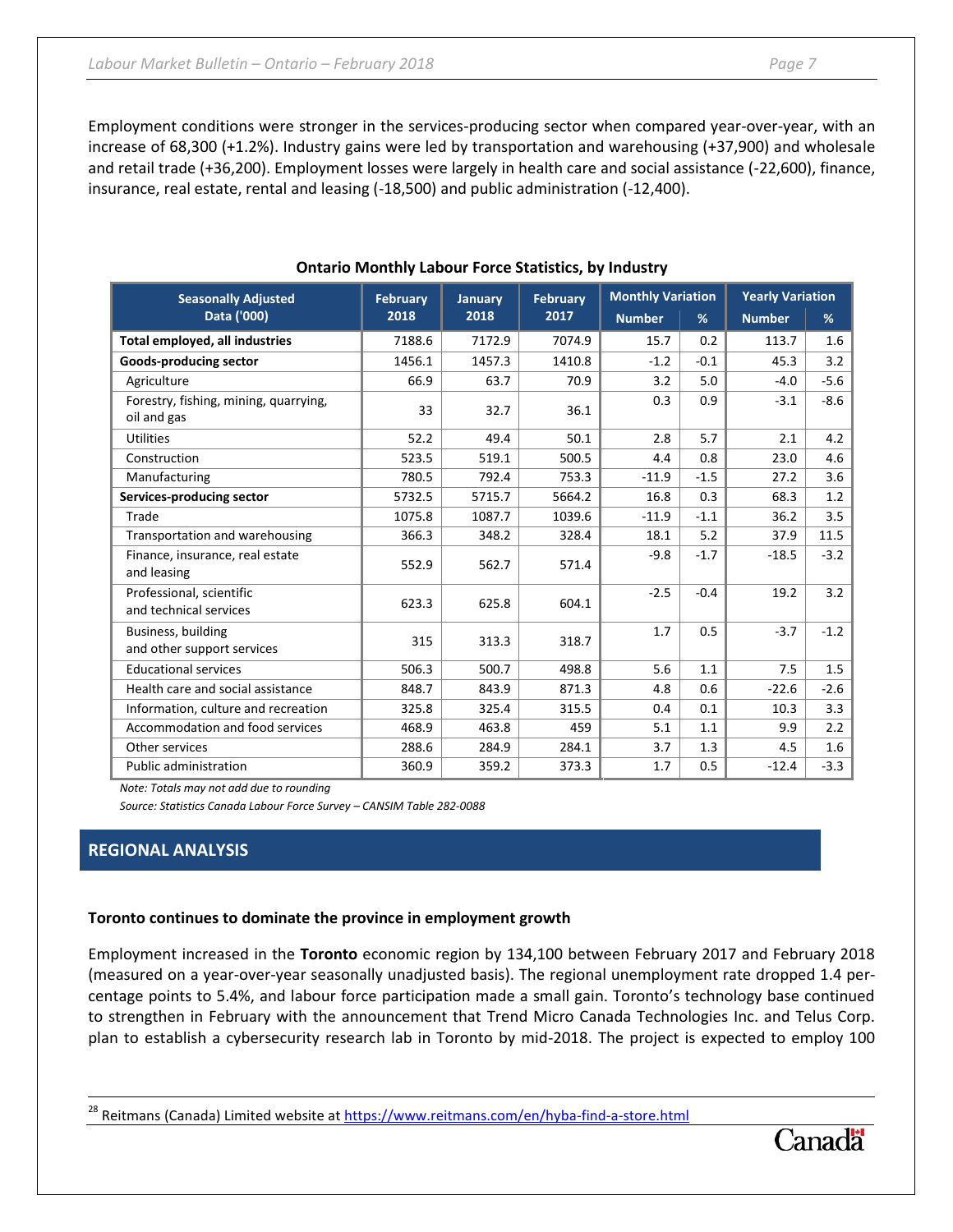Employment conditions were stronger in the services-producing sector when compared year-over-year, with an increase of 68,300 (+1.2%). Industry gains were led by transportation and warehousing (+37,900) and wholesale and retail trade (+36,200). Employment losses were largely in health care and social assistance (-22,600), finance, insurance, real estate, rental and leasing (-18,500) and public administration (-12,400).

**Ontario Monthly Labour Force Statistics, by Industry**

| Seasonally Adjusted Data ('000) | February 2018 | January 2018 | February 2017 | Monthly Variation | | Yearly Variation | |
|---|---|---|---|---|---|---|---|
| | | | | Number | % | Number | % |
| **Total employed, all industries** | 7188.6 | 7172.9 | 7074.9 | 15.7 | 0.2 | 113.7 | 1.6 |
| **Goods-producing sector** | 1456.1 | 1457.3 | 1410.8 | -1.2 | -0.1 | 45.3 | 3.2 |
| Agriculture | 66.9 | 63.7 | 70.9 | 3.2 | 5.0 | -4.0 | -5.6 |
| Forestry, fishing, mining, quarrying, oil and gas | 33 | 32.7 | 36.1 | 0.3 | 0.9 | -3.1 | -8.6 |
| Utilities | 52.2 | 49.4 | 50.1 | 2.8 | 5.7 | 2.1 | 4.2 |
| Construction | 523.5 | 519.1 | 500.5 | 4.4 | 0.8 | 23.0 | 4.6 |
| Manufacturing | 780.5 | 792.4 | 753.3 | -11.9 | -1.5 | 27.2 | 3.6 |
| **Services-producing sector** | 5732.5 | 5715.7 | 5664.2 | 16.8 | 0.3 | 68.3 | 1.2 |
| Trade | 1075.8 | 1087.7 | 1039.6 | -11.9 | -1.1 | 36.2 | 3.5 |
| Transportation and warehousing | 366.3 | 348.2 | 328.4 | 18.1 | 5.2 | 37.9 | 11.5 |
| Finance, insurance, real estate and leasing | 552.9 | 562.7 | 571.4 | -9.8 | -1.7 | -18.5 | -3.2 |
| Professional, scientific and technical services | 623.3 | 625.8 | 604.1 | -2.5 | -0.4 | 19.2 | 3.2 |
| Business, building and other support services | 315 | 313.3 | 318.7 | 1.7 | 0.5 | -3.7 | -1.2 |
| Educational services | 506.3 | 500.7 | 498.8 | 5.6 | 1.1 | 7.5 | 1.5 |
| Health care and social assistance | 848.7 | 843.9 | 871.3 | 4.8 | 0.6 | -22.6 | -2.6 |
| Information, culture and recreation | 325.8 | 325.4 | 315.5 | 0.4 | 0.1 | 10.3 | 3.3 |
| Accommodation and food services | 468.9 | 463.8 | 459 | 5.1 | 1.1 | 9.9 | 2.2 |
| Other services | 288.6 | 284.9 | 284.1 | 3.7 | 1.3 | 4.5 | 1.6 |
| Public administration | 360.9 | 359.2 | 373.3 | 1.7 | 0.5 | -12.4 | -3.3 |

*Note: Totals may not add due to rounding*

*Source: Statistics Canada Labour Force Survey – CANSIM Table 282-0088*

## REGIONAL ANALYSIS

### Toronto continues to dominate the province in employment growth

Employment increased in the **Toronto** economic region by 134,100 between February 2017 and February 2018 (measured on a year-over-year seasonally unadjusted basis). The regional unemployment rate dropped 1.4 percentage points to 5.4%, and labour force participation made a small gain. Toronto's technology base continued to strengthen in February with the announcement that Trend Micro Canada Technologies Inc. and Telus Corp. plan to establish a cybersecurity research lab in Toronto by mid-2018. The project is expected to employ 100

[28] Reitmans (Canada) Limited website at https://www.reitmans.com/en/hyba-find-a-store.html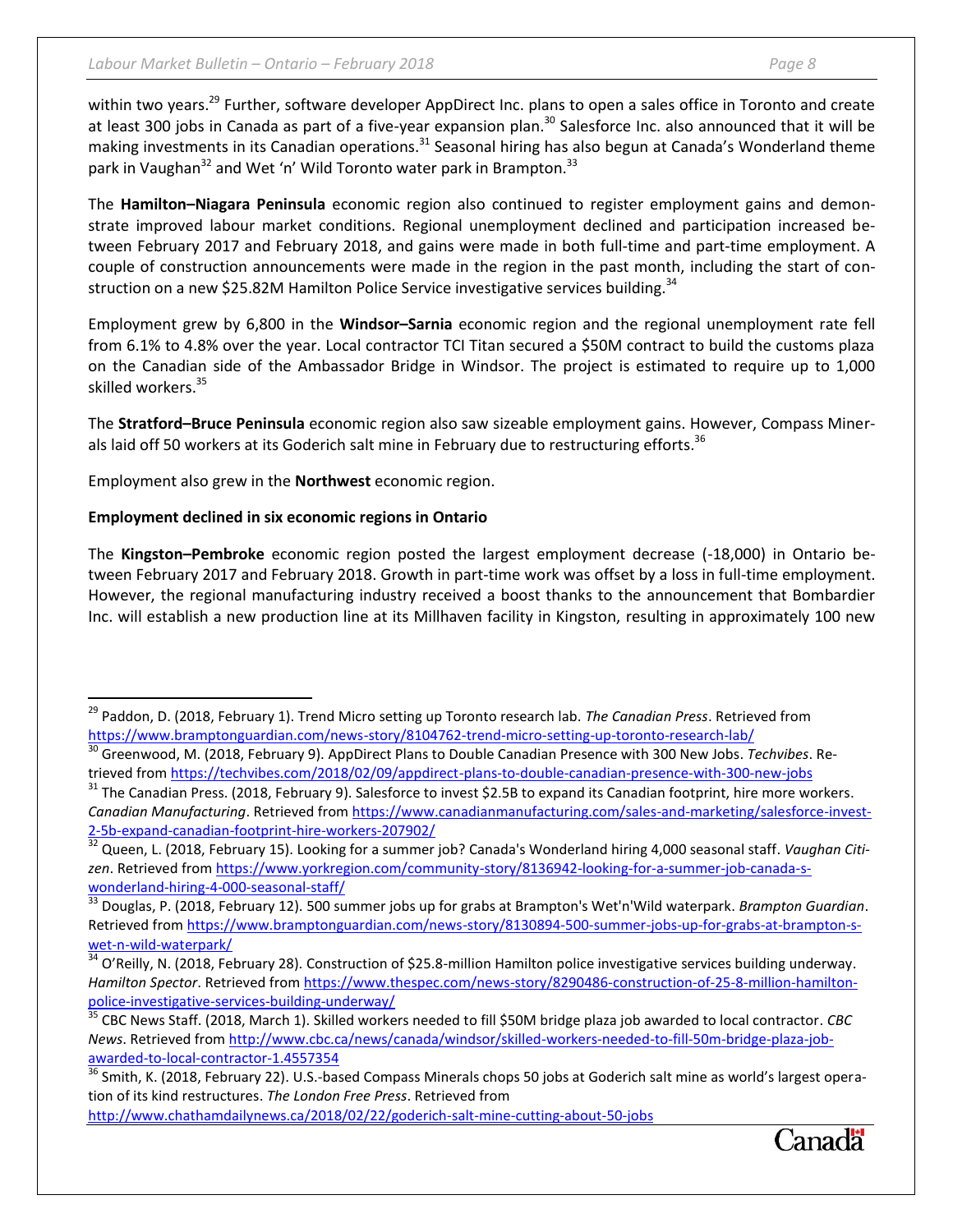within two years.[29] Further, software developer AppDirect Inc. plans to open a sales office in Toronto and create at least 300 jobs in Canada as part of a five-year expansion plan.[30] Salesforce Inc. also announced that it will be making investments in its Canadian operations.[31] Seasonal hiring has also begun at Canada's Wonderland theme park in Vaughan[32] and Wet 'n' Wild Toronto water park in Brampton.[33]

The **Hamilton–Niagara Peninsula** economic region also continued to register employment gains and demonstrate improved labour market conditions. Regional unemployment declined and participation increased between February 2017 and February 2018, and gains were made in both full-time and part-time employment. A couple of construction announcements were made in the region in the past month, including the start of construction on a new $25.82M Hamilton Police Service investigative services building.[34]

Employment grew by 6,800 in the **Windsor–Sarnia** economic region and the regional unemployment rate fell from 6.1% to 4.8% over the year. Local contractor TCI Titan secured a $50M contract to build the customs plaza on the Canadian side of the Ambassador Bridge in Windsor. The project is estimated to require up to 1,000 skilled workers.[35]

The **Stratford–Bruce Peninsula** economic region also saw sizeable employment gains. However, Compass Minerals laid off 50 workers at its Goderich salt mine in February due to restructuring efforts.[36]

Employment also grew in the **Northwest** economic region.

**Employment declined in six economic regions in Ontario**

The **Kingston–Pembroke** economic region posted the largest employment decrease (-18,000) in Ontario between February 2017 and February 2018. Growth in part-time work was offset by a loss in full-time employment. However, the regional manufacturing industry received a boost thanks to the announcement that Bombardier Inc. will establish a new production line at its Millhaven facility in Kingston, resulting in approximately 100 new

---

[29] Paddon, D. (2018, February 1). Trend Micro setting up Toronto research lab. *The Canadian Press*. Retrieved from https://www.bramptonguardian.com/news-story/8104762-trend-micro-setting-up-toronto-research-lab/

[30] Greenwood, M. (2018, February 9). AppDirect Plans to Double Canadian Presence with 300 New Jobs. *Techvibes*. Retrieved from https://techvibes.com/2018/02/09/appdirect-plans-to-double-canadian-presence-with-300-new-jobs

[31] The Canadian Press. (2018, February 9). Salesforce to invest $2.5B to expand its Canadian footprint, hire more workers. *Canadian Manufacturing*. Retrieved from https://www.canadianmanufacturing.com/sales-and-marketing/salesforce-invest-2-5b-expand-canadian-footprint-hire-workers-207902/

[32] Queen, L. (2018, February 15). Looking for a summer job? Canada's Wonderland hiring 4,000 seasonal staff. *Vaughan Citizen*. Retrieved from https://www.yorkregion.com/community-story/8136942-looking-for-a-summer-job-canada-s-wonderland-hiring-4-000-seasonal-staff/

[33] Douglas, P. (2018, February 12). 500 summer jobs up for grabs at Brampton's Wet'n'Wild waterpark. *Brampton Guardian*. Retrieved from https://www.bramptonguardian.com/news-story/8130894-500-summer-jobs-up-for-grabs-at-brampton-s-wet-n-wild-waterpark/

[34] O'Reilly, N. (2018, February 28). Construction of $25.8-million Hamilton police investigative services building underway. *Hamilton Spector*. Retrieved from https://www.thespec.com/news-story/8290486-construction-of-25-8-million-hamilton-police-investigative-services-building-underway/

[35] CBC News Staff. (2018, March 1). Skilled workers needed to fill $50M bridge plaza job awarded to local contractor. *CBC News*. Retrieved from http://www.cbc.ca/news/canada/windsor/skilled-workers-needed-to-fill-50m-bridge-plaza-job-awarded-to-local-contractor-1.4557354

[36] Smith, K. (2018, February 22). U.S.-based Compass Minerals chops 50 jobs at Goderich salt mine as world's largest operation of its kind restructures. *The London Free Press*. Retrieved from http://www.chathamdailynews.ca/2018/02/22/goderich-salt-mine-cutting-about-50-jobs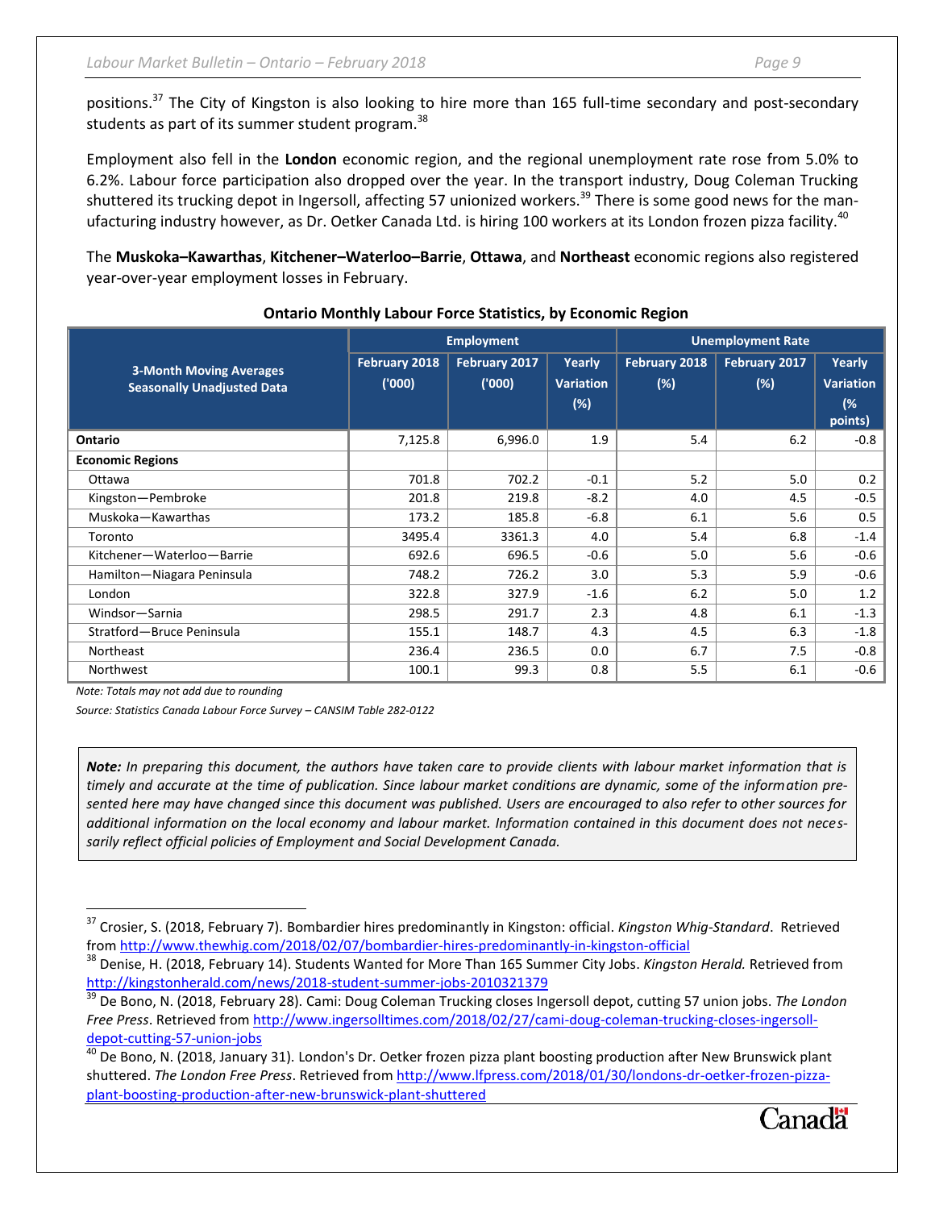positions.[37] The City of Kingston is also looking to hire more than 165 full-time secondary and post-secondary students as part of its summer student program.[38]

Employment also fell in the **London** economic region, and the regional unemployment rate rose from 5.0% to 6.2%. Labour force participation also dropped over the year. In the transport industry, Doug Coleman Trucking shuttered its trucking depot in Ingersoll, affecting 57 unionized workers.[39] There is some good news for the manufacturing industry however, as Dr. Oetker Canada Ltd. is hiring 100 workers at its London frozen pizza facility.[40]

The **Muskoka–Kawarthas**, **Kitchener–Waterloo–Barrie**, **Ottawa**, and **Northeast** economic regions also registered year-over-year employment losses in February.

**Ontario Monthly Labour Force Statistics, by Economic Region**

| 3-Month Moving Averages Seasonally Unadjusted Data | Employment | | | Unemployment Rate | | |
|---|---|---|---|---|---|---|
| | February 2018 ('000) | February 2017 ('000) | Yearly Variation (%) | February 2018 (%) | February 2017 (%) | Yearly Variation (% points) |
| **Ontario** | 7,125.8 | 6,996.0 | 1.9 | 5.4 | 6.2 | -0.8 |
| **Economic Regions** | | | | | | |
| Ottawa | 701.8 | 702.2 | -0.1 | 5.2 | 5.0 | 0.2 |
| Kingston—Pembroke | 201.8 | 219.8 | -8.2 | 4.0 | 4.5 | -0.5 |
| Muskoka—Kawarthas | 173.2 | 185.8 | -6.8 | 6.1 | 5.6 | 0.5 |
| Toronto | 3495.4 | 3361.3 | 4.0 | 5.4 | 6.8 | -1.4 |
| Kitchener—Waterloo—Barrie | 692.6 | 696.5 | -0.6 | 5.0 | 5.6 | -0.6 |
| Hamilton—Niagara Peninsula | 748.2 | 726.2 | 3.0 | 5.3 | 5.9 | -0.6 |
| London | 322.8 | 327.9 | -1.6 | 6.2 | 5.0 | 1.2 |
| Windsor—Sarnia | 298.5 | 291.7 | 2.3 | 4.8 | 6.1 | -1.3 |
| Stratford—Bruce Peninsula | 155.1 | 148.7 | 4.3 | 4.5 | 6.3 | -1.8 |
| Northeast | 236.4 | 236.5 | 0.0 | 6.7 | 7.5 | -0.8 |
| Northwest | 100.1 | 99.3 | 0.8 | 5.5 | 6.1 | -0.6 |

*Note: Totals may not add due to rounding*

*Source: Statistics Canada Labour Force Survey – CANSIM Table 282-0122*

***Note:*** *In preparing this document, the authors have taken care to provide clients with labour market information that is timely and accurate at the time of publication. Since labour market conditions are dynamic, some of the information presented here may have changed since this document was published. Users are encouraged to also refer to other sources for additional information on the local economy and labour market. Information contained in this document does not necessarily reflect official policies of Employment and Social Development Canada.*

[37] Crosier, S. (2018, February 7). Bombardier hires predominantly in Kingston: official. *Kingston Whig-Standard*. Retrieved from http://www.thewhig.com/2018/02/07/bombardier-hires-predominantly-in-kingston-official

[38] Denise, H. (2018, February 14). Students Wanted for More Than 165 Summer City Jobs. *Kingston Herald.* Retrieved from http://kingstonherald.com/news/2018-student-summer-jobs-2010321379

[39] De Bono, N. (2018, February 28). Cami: Doug Coleman Trucking closes Ingersoll depot, cutting 57 union jobs. *The London Free Press*. Retrieved from http://www.ingersolltimes.com/2018/02/27/cami-doug-coleman-trucking-closes-ingersoll-depot-cutting-57-union-jobs

[40] De Bono, N. (2018, January 31). London's Dr. Oetker frozen pizza plant boosting production after New Brunswick plant shuttered. *The London Free Press*. Retrieved from http://www.lfpress.com/2018/01/30/londons-dr-oetker-frozen-pizza-plant-boosting-production-after-new-brunswick-plant-shuttered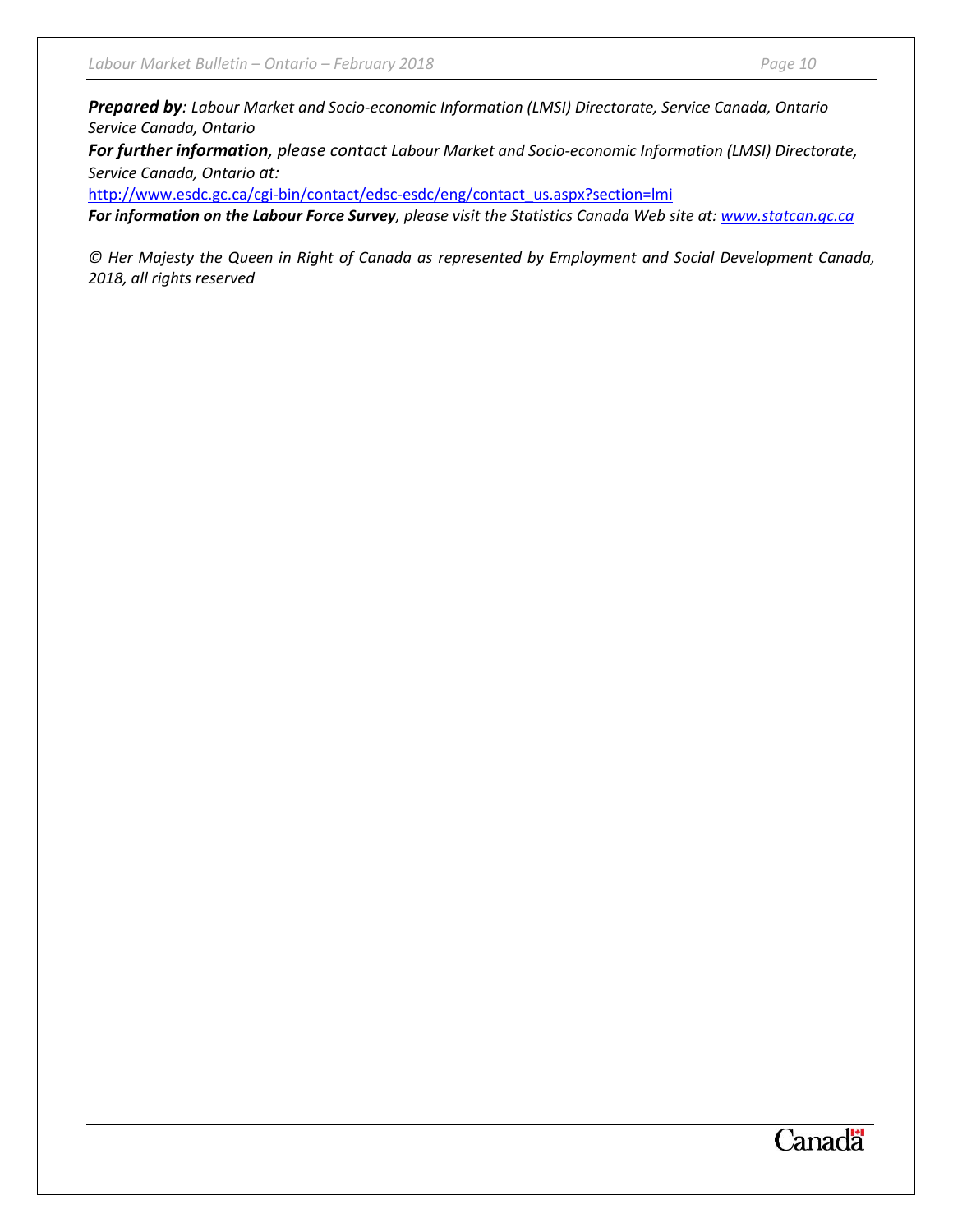***Prepared by**: Labour Market and Socio-economic Information (LMSI) Directorate, Service Canada, Ontario Service Canada, Ontario*

***For further information**, please contact Labour Market and Socio-economic Information (LMSI) Directorate, Service Canada, Ontario at:*

http://www.esdc.gc.ca/cgi-bin/contact/edsc-esdc/eng/contact_us.aspx?section=lmi

***For information on the Labour Force Survey**, please visit the Statistics Canada Web site at: www.statcan.gc.ca*

*© Her Majesty the Queen in Right of Canada as represented by Employment and Social Development Canada, 2018, all rights reserved*